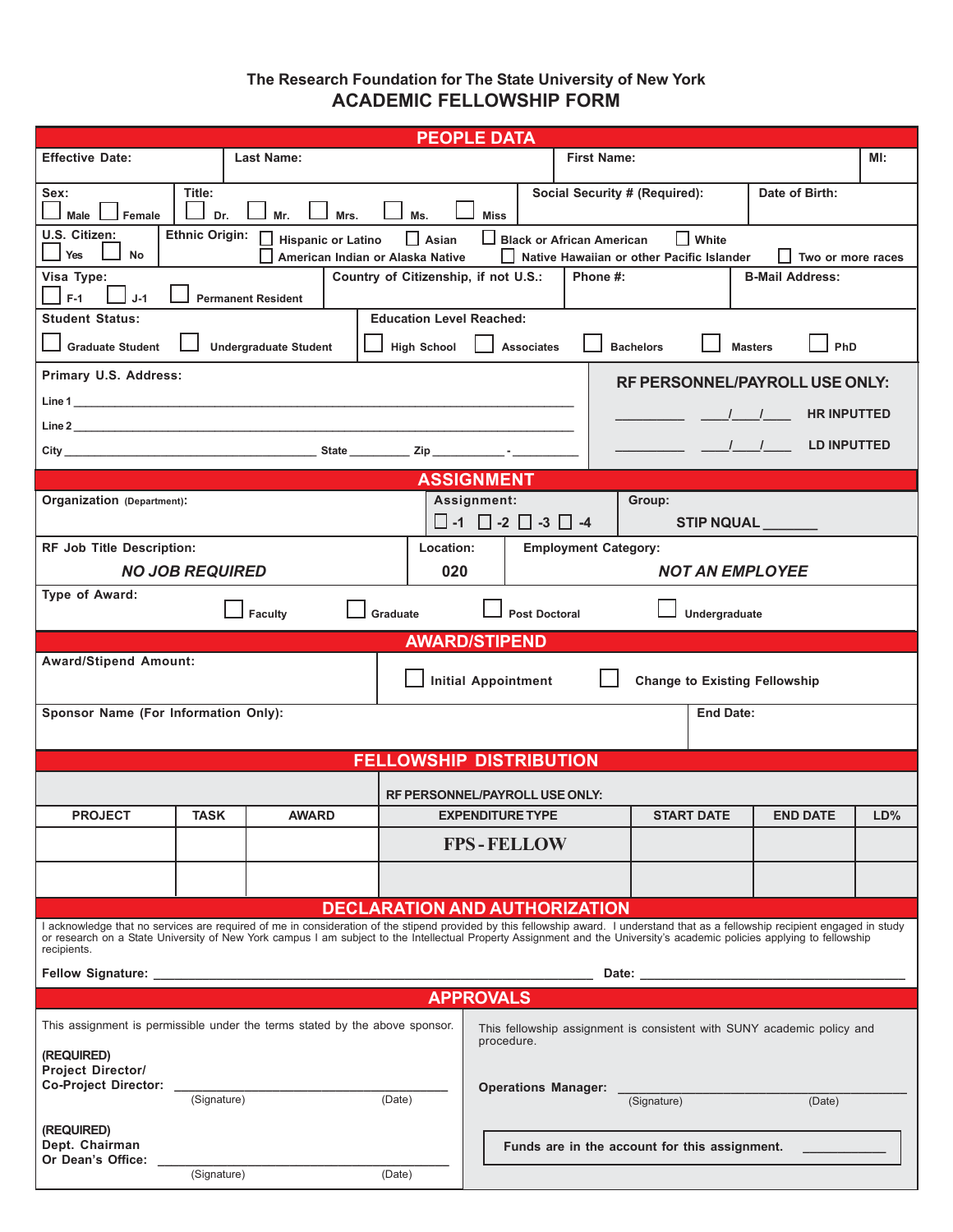**The Research Foundation for The State University of New York**

# ACADEMIC FELLOWSHIP FORM

## PEOPLE DATA

| Effective Date: | Last Name: | First Name: | MI: |
|---|---|---|---|
| | | | |

**Sex:** ☐ Male ☐ Female

**Title:** ☐ Dr. ☐ Mr. ☐ Mrs. ☐ Ms. ☐ Miss

**Social Security # (Required):**

**Date of Birth:**

**U.S. Citizen:** ☐ Yes ☐ No

**Ethnic Origin:** ☐ Hispanic or Latino ☐ Asian ☐ Black or African American ☐ White ☐ American Indian or Alaska Native ☐ Native Hawaiian or other Pacific Islander ☐ Two or more races

**Visa Type:** ☐ F-1 ☐ J-1 ☐ Permanent Resident

**Country of Citizenship, if not U.S.:**

**Phone #:**

**B-Mail Address:**

**Student Status:** ☐ Graduate Student ☐ Undergraduate Student

**Education Level Reached:** ☐ High School ☐ Associates ☐ Bachelors ☐ Masters ☐ PhD

**Primary U.S. Address:**

Line 1 ______________________________________________

Line 2 ______________________________________________

City __________________________ State _________ Zip ___________ - __________

**RF PERSONNEL/PAYROLL USE ONLY:**

__________ ____/____/____ **HR INPUTTED**

__________ ____/____/____ **LD INPUTTED**

## ASSIGNMENT

**Organization** (Department):

**Assignment:** ☐ -1 ☐ -2 ☐ -3 ☐ -4

**Group:** STIP NQUAL _______

**RF Job Title Description:** *NO JOB REQUIRED*

**Location:** 020

**Employment Category:** *NOT AN EMPLOYEE*

**Type of Award:** ☐ Faculty ☐ Graduate ☐ Post Doctoral ☐ Undergraduate

## AWARD/STIPEND

**Award/Stipend Amount:**

☐ Initial Appointment ☐ Change to Existing Fellowship

**Sponsor Name (For Information Only):**

**End Date:**

## FELLOWSHIP DISTRIBUTION

RF PERSONNEL/PAYROLL USE ONLY:

| PROJECT | TASK | AWARD | EXPENDITURE TYPE | START DATE | END DATE | LD% |
|---|---|---|---|---|---|---|
| | | | FPS - FELLOW | | | |
| | | | | | | |

## DECLARATION AND AUTHORIZATION

I acknowledge that no services are required of me in consideration of the stipend provided by this fellowship award. I understand that as a fellowship recipient engaged in study or research on a State University of New York campus I am subject to the Intellectual Property Assignment and the University's academic policies applying to fellowship recipients.

**Fellow Signature:** ______________________________ **Date:** ____________________

## APPROVALS

This assignment is permissible under the terms stated by the above sponsor.

**(REQUIRED)**
**Project Director/**
**Co-Project Director:** ______________________________
(Signature) (Date)

**(REQUIRED)**
**Dept. Chairman**
**Or Dean's Office:** ______________________________
(Signature) (Date)

This fellowship assignment is consistent with SUNY academic policy and procedure.

**Operations Manager:** ______________________________
(Signature) (Date)

**Funds are in the account for this assignment.** ____________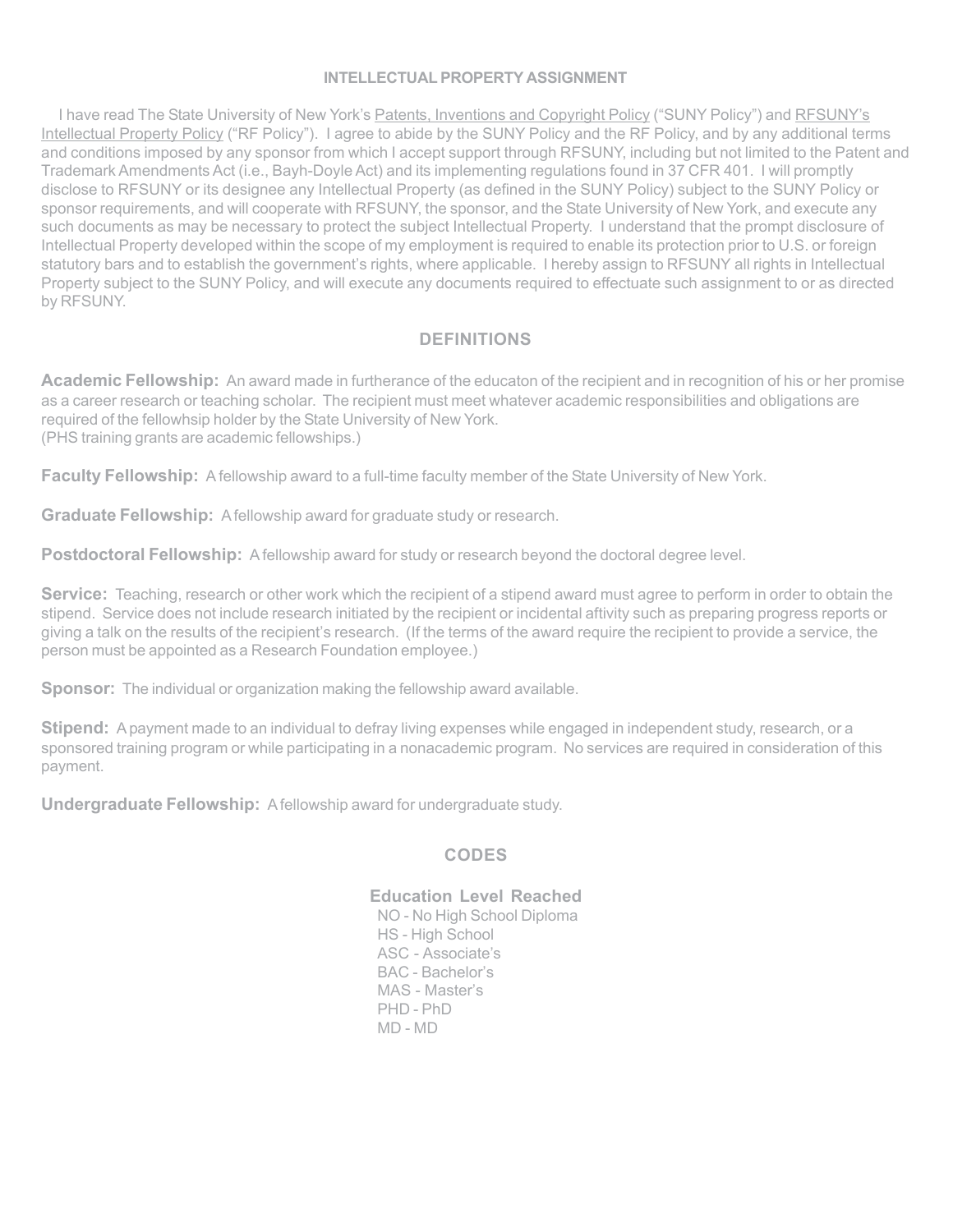## INTELLECTUAL PROPERTY ASSIGNMENT

I have read The State University of New York's Patents, Inventions and Copyright Policy ("SUNY Policy") and RFSUNY's Intellectual Property Policy ("RF Policy"). I agree to abide by the SUNY Policy and the RF Policy, and by any additional terms and conditions imposed by any sponsor from which I accept support through RFSUNY, including but not limited to the Patent and Trademark Amendments Act (i.e., Bayh-Doyle Act) and its implementing regulations found in 37 CFR 401. I will promptly disclose to RFSUNY or its designee any Intellectual Property (as defined in the SUNY Policy) subject to the SUNY Policy or sponsor requirements, and will cooperate with RFSUNY, the sponsor, and the State University of New York, and execute any such documents as may be necessary to protect the subject Intellectual Property. I understand that the prompt disclosure of Intellectual Property developed within the scope of my employment is required to enable its protection prior to U.S. or foreign statutory bars and to establish the government's rights, where applicable. I hereby assign to RFSUNY all rights in Intellectual Property subject to the SUNY Policy, and will execute any documents required to effectuate such assignment to or as directed by RFSUNY.

## DEFINITIONS

**Academic Fellowship:** An award made in furtherance of the educaton of the recipient and in recognition of his or her promise as a career research or teaching scholar. The recipient must meet whatever academic responsibilities and obligations are required of the fellowhsip holder by the State University of New York.
(PHS training grants are academic fellowships.)

**Faculty Fellowship:** A fellowship award to a full-time faculty member of the State University of New York.

**Graduate Fellowship:** A fellowship award for graduate study or research.

**Postdoctoral Fellowship:** A fellowship award for study or research beyond the doctoral degree level.

**Service:** Teaching, research or other work which the recipient of a stipend award must agree to perform in order to obtain the stipend. Service does not include research initiated by the recipient or incidental aftivity such as preparing progress reports or giving a talk on the results of the recipient's research. (If the terms of the award require the recipient to provide a service, the person must be appointed as a Research Foundation employee.)

**Sponsor:** The individual or organization making the fellowship award available.

**Stipend:** A payment made to an individual to defray living expenses while engaged in independent study, research, or a sponsored training program or while participating in a nonacademic program. No services are required in consideration of this payment.

**Undergraduate Fellowship:** A fellowship award for undergraduate study.

## CODES

### Education Level Reached

NO - No High School Diploma
HS - High School
ASC - Associate's
BAC - Bachelor's
MAS - Master's
PHD - PhD
MD - MD